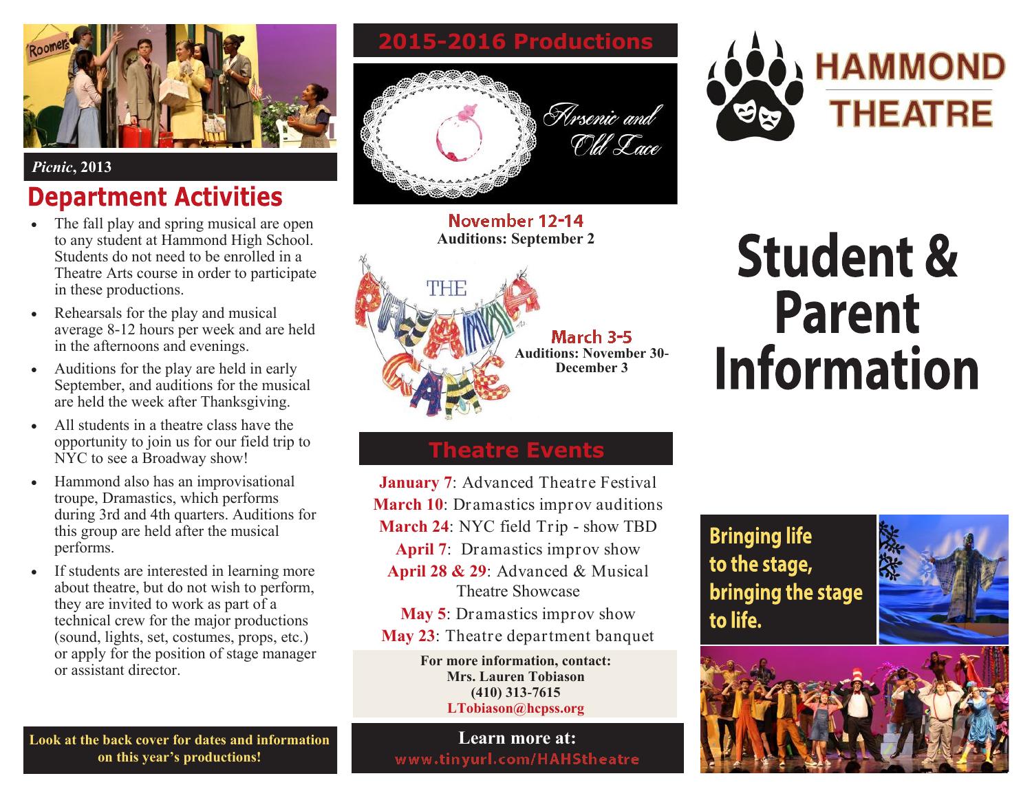*Picnic*, 2013

## Department Activities

- The fall play and spring musical are open to any student at Hammond High School. Students do not need to be enrolled in a Theatre Arts course in order to participate in these productions.
- Rehearsals for the play and musical average 8-12 hours per week and are held in the afternoons and evenings.
- Auditions for the play are held in early September, and auditions for the musical are held the week after Thanksgiving.
- All students in a theatre class have the opportunity to join us for our field trip to NYC to see a Broadway show!
- Hammond also has an improvisational troupe, Dramastics, which performs during 3rd and 4th quarters. Auditions for this group are held after the musical performs.
- If students are interested in learning more about theatre, but do not wish to perform, they are invited to work as part of a technical crew for the major productions (sound, lights, set, costumes, props, etc.) or apply for the position of stage manager or assistant director.

**Look at the back cover for dates and information on this year's productions!**

## 2015-2016 Productions

*Arsenic and Old Lace*

**November 12-14**
**Auditions: September 2**

*The Pajama Game*

**March 3-5**
**Auditions: November 30-December 3**

## Theatre Events

**January 7**: Advanced Theatre Festival
**March 10**: Dramastics improv auditions
**March 24**: NYC field Trip - show TBD
**April 7**: Dramastics improv show
**April 28 & 29**: Advanced & Musical Theatre Showcase
**May 5**: Dramastics improv show
**May 23**: Theatre department banquet

**For more information, contact:**
**Mrs. Lauren Tobiason**
**(410) 313-7615**
**LTobiason@hcpss.org**

**Learn more at:**
**www.tinyurl.com/HAHStheatre**

# HAMMOND THEATRE

# Student & Parent Information

**Bringing life to the stage, bringing the stage to life.**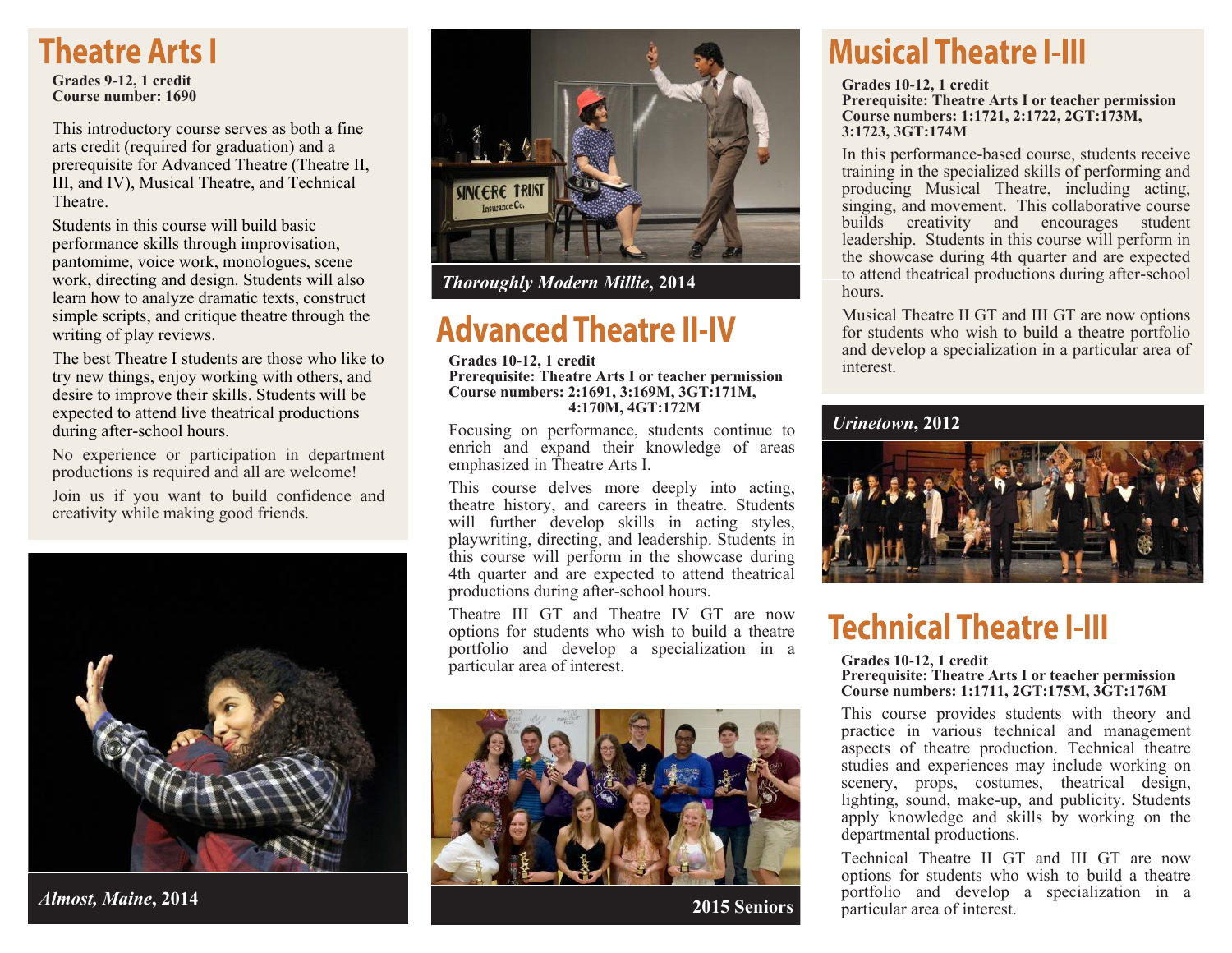# Theatre Arts I

**Grades 9-12, 1 credit**
**Course number: 1690**

This introductory course serves as both a fine arts credit (required for graduation) and a prerequisite for Advanced Theatre (Theatre II, III, and IV), Musical Theatre, and Technical Theatre.

Students in this course will build basic performance skills through improvisation, pantomime, voice work, monologues, scene work, directing and design. Students will also learn how to analyze dramatic texts, construct simple scripts, and critique theatre through the writing of play reviews.

The best Theatre I students are those who like to try new things, enjoy working with others, and desire to improve their skills. Students will be expected to attend live theatrical productions during after-school hours.

No experience or participation in department productions is required and all are welcome!

Join us if you want to build confidence and creativity while making good friends.

***Almost, Maine*, 2014**

***Thoroughly Modern Millie*, 2014**

# Advanced Theatre II-IV

**Grades 10-12, 1 credit**
**Prerequisite: Theatre Arts I or teacher permission**
**Course numbers: 2:1691, 3:169M, 3GT:171M, 4:170M, 4GT:172M**

Focusing on performance, students continue to enrich and expand their knowledge of areas emphasized in Theatre Arts I.

This course delves more deeply into acting, theatre history, and careers in theatre. Students will further develop skills in acting styles, playwriting, directing, and leadership. Students in this course will perform in the showcase during 4th quarter and are expected to attend theatrical productions during after-school hours.

Theatre III GT and Theatre IV GT are now options for students who wish to build a theatre portfolio and develop a specialization in a particular area of interest.

**2015 Seniors**

# Musical Theatre I-III

**Grades 10-12, 1 credit**
**Prerequisite: Theatre Arts I or teacher permission**
**Course numbers: 1:1721, 2:1722, 2GT:173M, 3:1723, 3GT:174M**

In this performance-based course, students receive training in the specialized skills of performing and producing Musical Theatre, including acting, singing, and movement. This collaborative course builds creativity and encourages student leadership. Students in this course will perform in the showcase during 4th quarter and are expected to attend theatrical productions during after-school hours.

Musical Theatre II GT and III GT are now options for students who wish to build a theatre portfolio and develop a specialization in a particular area of interest.

***Urinetown*, 2012**

# Technical Theatre I-III

**Grades 10-12, 1 credit**
**Prerequisite: Theatre Arts I or teacher permission**
**Course numbers: 1:1711, 2GT:175M, 3GT:176M**

This course provides students with theory and practice in various technical and management aspects of theatre production. Technical theatre studies and experiences may include working on scenery, props, costumes, theatrical design, lighting, sound, make-up, and publicity. Students apply knowledge and skills by working on the departmental productions.

Technical Theatre II GT and III GT are now options for students who wish to build a theatre portfolio and develop a specialization in a particular area of interest.